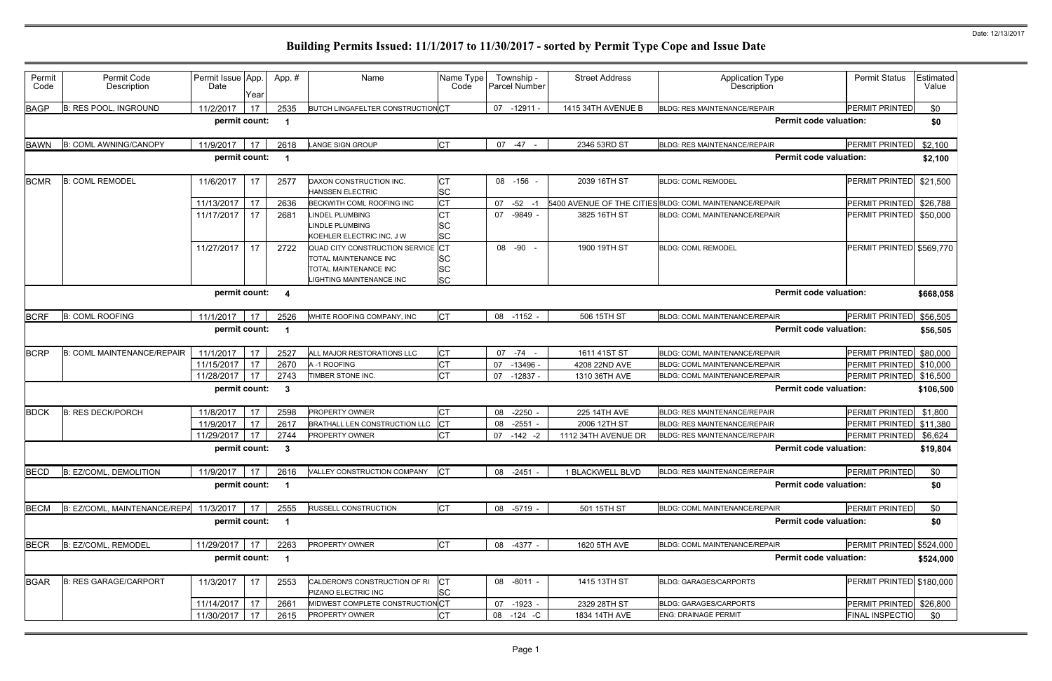Date: 12/13/2017

# Building Permits Issued: 11/1/2017 to 11/30/2017 - sorted by Permit Type Cope and Issue Date

| Permit Code | Permit Code Description | Permit Issue Date | App. Year | Appl. # | Name | Name Type Code | Township - Parcel Number | Street Address | Application Type Description | Permit Status | Estimated Value |
|---|---|---|---|---|---|---|---|---|---|---|---|
| BAGP | B: RES POOL, INGROUND | 11/2/2017 | 17 | 2535 | BUTCH LINGAFELTER CONSTRUCTION | CT | 07 -12911 - | 1415 34TH AVENUE B | BLDG: RES MAINTENANCE/REPAIR | PERMIT PRINTED | $0 |
| | | permit count: | 1 | | | | | | Permit code valuation: | | $0 |
| BAWN | B: COML AWNING/CANOPY | 11/9/2017 | 17 | 2618 | LANGE SIGN GROUP | CT | 07 -47 - | 2346 53RD ST | BLDG: RES MAINTENANCE/REPAIR | PERMIT PRINTED | $2,100 |
| | | permit count: | 1 | | | | | | Permit code valuation: | | $2,100 |
| BCMR | B: COML REMODEL | 11/6/2017 | 17 | 2577 | DAXON CONSTRUCTION INC.<br>HANSSEN ELECTRIC | CT<br>SC | 08 -156 - | 2039 16TH ST | BLDG: COML REMODEL | PERMIT PRINTED | $21,500 |
| | | 11/13/2017 | 17 | 2636 | BECKWITH COML ROOFING INC | CT | 07 -52 -1 | 5400 AVENUE OF THE CITIES | BLDG: COML MAINTENANCE/REPAIR | PERMIT PRINTED | $26,788 |
| | | 11/17/2017 | 17 | 2681 | LINDEL PLUMBING<br>LINDLE PLUMBING<br>KOEHLER ELECTRIC INC, J W | CT<br>SC<br>SC | 07 -9849 - | 3825 16TH ST | BLDG: COML MAINTENANCE/REPAIR | PERMIT PRINTED | $50,000 |
| | | 11/27/2017 | 17 | 2722 | QUAD CITY CONSTRUCTION SERVICE<br>TOTAL MAINTENANCE INC<br>TOTAL MAINTENANCE INC<br>LIGHTING MAINTENANCE INC | CT<br>SC<br>SC<br>SC | 08 -90 - | 1900 19TH ST | BLDG: COML REMODEL | PERMIT PRINTED | $569,770 |
| | | permit count: | 4 | | | | | | Permit code valuation: | | $668,058 |
| BCRF | B: COML ROOFING | 11/1/2017 | 17 | 2526 | WHITE ROOFING COMPANY, INC | CT | 08 -1152 - | 506 15TH ST | BLDG: COML MAINTENANCE/REPAIR | PERMIT PRINTED | $56,505 |
| | | permit count: | 1 | | | | | | Permit code valuation: | | $56,505 |
| BCRP | B: COML MAINTENANCE/REPAIR | 11/1/2017 | 17 | 2527 | ALL MAJOR RESTORATIONS LLC | CT | 07 -74 - | 1611 41ST ST | BLDG: COML MAINTENANCE/REPAIR | PERMIT PRINTED | $80,000 |
| | | 11/15/2017 | 17 | 2670 | A -1 ROOFING | CT | 07 -13496 - | 4208 22ND AVE | BLDG: COML MAINTENANCE/REPAIR | PERMIT PRINTED | $10,000 |
| | | 11/28/2017 | 17 | 2743 | TIMBER STONE INC. | CT | 07 -12837 - | 1310 36TH AVE | BLDG: COML MAINTENANCE/REPAIR | PERMIT PRINTED | $16,500 |
| | | permit count: | 3 | | | | | | Permit code valuation: | | $106,500 |
| BDCK | B: RES DECK/PORCH | 11/8/2017 | 17 | 2598 | PROPERTY OWNER | CT | 08 -2250 - | 225 14TH AVE | BLDG: RES MAINTENANCE/REPAIR | PERMIT PRINTED | $1,800 |
| | | 11/9/2017 | 17 | 2617 | BRATHALL LEN CONSTRUCTION LLC | CT | 08 -2551 - | 2006 12TH ST | BLDG: RES MAINTENANCE/REPAIR | PERMIT PRINTED | $11,380 |
| | | 11/29/2017 | 17 | 2744 | PROPERTY OWNER | CT | 07 -142 -2 | 1112 34TH AVENUE DR | BLDG: RES MAINTENANCE/REPAIR | PERMIT PRINTED | $6,624 |
| | | permit count: | 3 | | | | | | Permit code valuation: | | $19,804 |
| BECD | B: EZ/COML, DEMOLITION | 11/9/2017 | 17 | 2616 | VALLEY CONSTRUCTION COMPANY | CT | 08 -2451 - | 1 BLACKWELL BLVD | BLDG: RES MAINTENANCE/REPAIR | PERMIT PRINTED | $0 |
| | | permit count: | 1 | | | | | | Permit code valuation: | | $0 |
| BECM | B: EZ/COML, MAINTENANCE/REPA | 11/3/2017 | 17 | 2555 | RUSSELL CONSTRUCTION | CT | 08 -5719 - | 501 15TH ST | BLDG: COML MAINTENANCE/REPAIR | PERMIT PRINTED | $0 |
| | | permit count: | 1 | | | | | | Permit code valuation: | | $0 |
| BECR | B: EZ/COML, REMODEL | 11/29/2017 | 17 | 2263 | PROPERTY OWNER | CT | 08 -4377 - | 1620 5TH AVE | BLDG: COML MAINTENANCE/REPAIR | PERMIT PRINTED | $524,000 |
| | | permit count: | 1 | | | | | | Permit code valuation: | | $524,000 |
| BGAR | B: RES GARAGE/CARPORT | 11/3/2017 | 17 | 2553 | CALDERON'S CONSTRUCTION OF RI<br>PIZANO ELECTRIC INC | CT<br>SC | 08 -8011 - | 1415 13TH ST | BLDG: GARAGES/CARPORTS | PERMIT PRINTED | $180,000 |
| | | 11/14/2017 | 17 | 2661 | MIDWEST COMPLETE CONSTRUCTION | CT | 07 -1923 - | 2329 28TH ST | BLDG: GARAGES/CARPORTS | PERMIT PRINTED | $26,800 |
| | | 11/30/2017 | 17 | 2615 | PROPERTY OWNER | CT | 08 -124 -C | 1834 14TH AVE | ENG: DRAINAGE PERMIT | FINAL INSPECTIO | $0 |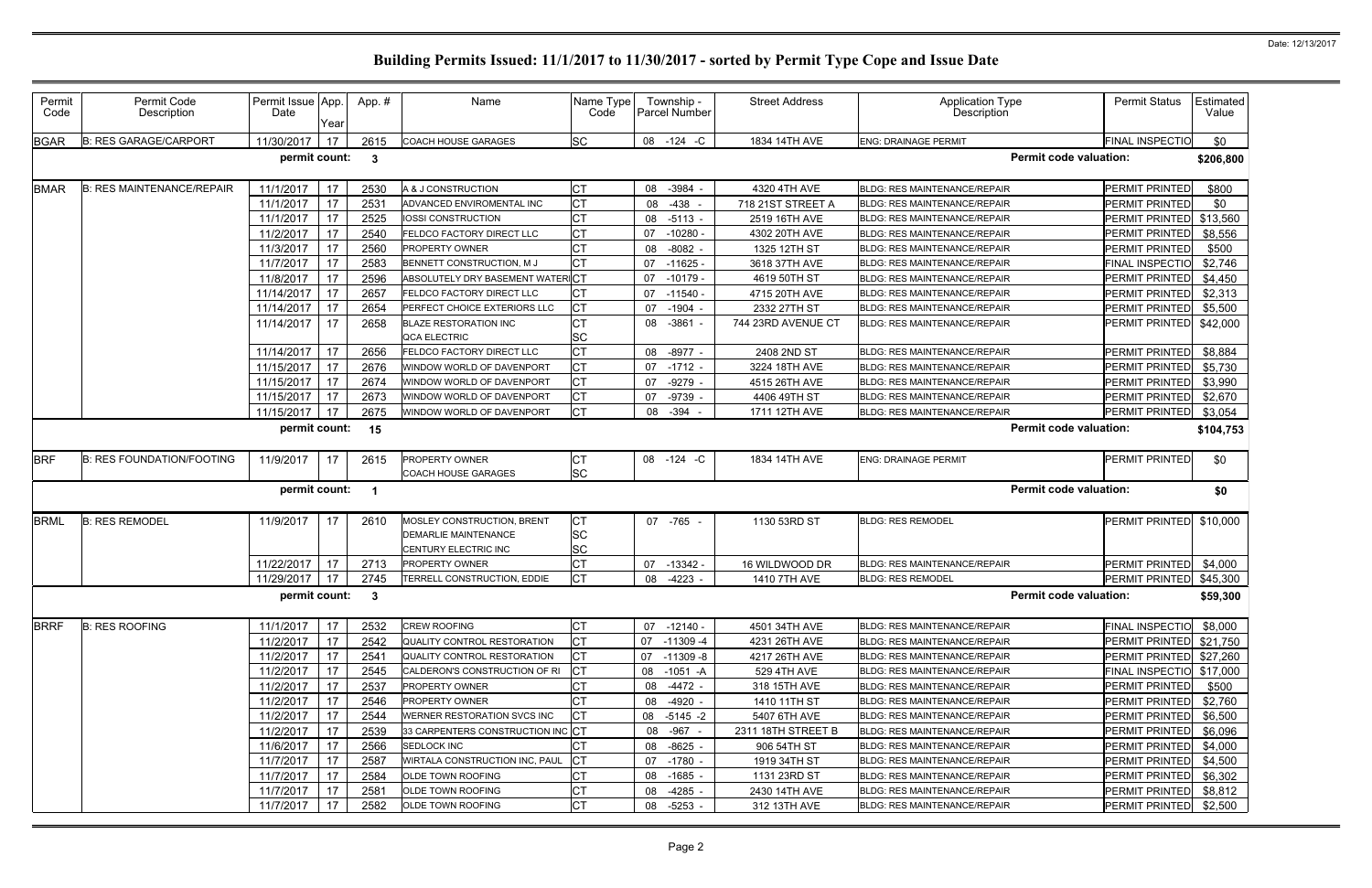# Building Permits Issued: 11/1/2017 to 11/30/2017 - sorted by Permit Type Cope and Issue Date

| Permit Code | Permit Code Description | Permit Issue Date | App. Year | App. # | Name | Name Type Code | Township - Parcel Number | Street Address | Application Type Description | Permit Status | Estimated Value |
|---|---|---|---|---|---|---|---|---|---|---|---|
| BGAR | B: RES GARAGE/CARPORT | 11/30/2017 | 17 | 2615 | COACH HOUSE GARAGES | SC | 08 -124 -C | 1834 14TH AVE | ENG: DRAINAGE PERMIT | FINAL INSPECTIO | $0 |
| | | permit count: | | 3 | | | | | Permit code valuation: | | $206,800 |
| BMAR | B: RES MAINTENANCE/REPAIR | 11/1/2017 | 17 | 2530 | A & J CONSTRUCTION | CT | 08 -3984 - | 4320 4TH AVE | BLDG: RES MAINTENANCE/REPAIR | PERMIT PRINTED | $800 |
| | | 11/1/2017 | 17 | 2531 | ADVANCED ENVIROMENTAL INC | CT | 08 -438 - | 718 21ST STREET A | BLDG: RES MAINTENANCE/REPAIR | PERMIT PRINTED | $0 |
| | | 11/1/2017 | 17 | 2525 | IOSSI CONSTRUCTION | CT | 08 -5113 - | 2519 16TH AVE | BLDG: RES MAINTENANCE/REPAIR | PERMIT PRINTED | $13,560 |
| | | 11/2/2017 | 17 | 2540 | FELDCO FACTORY DIRECT LLC | CT | 07 -10280 - | 4302 20TH AVE | BLDG: RES MAINTENANCE/REPAIR | PERMIT PRINTED | $8,556 |
| | | 11/3/2017 | 17 | 2560 | PROPERTY OWNER | CT | 08 -8082 - | 1325 12TH ST | BLDG: RES MAINTENANCE/REPAIR | PERMIT PRINTED | $500 |
| | | 11/7/2017 | 17 | 2583 | BENNETT CONSTRUCTION, M J | CT | 07 -11625 - | 3618 37TH AVE | BLDG: RES MAINTENANCE/REPAIR | FINAL INSPECTIO | $2,746 |
| | | 11/8/2017 | 17 | 2596 | ABSOLUTELY DRY BASEMENT WATERI | CT | 07 -10179 - | 4619 50TH ST | BLDG: RES MAINTENANCE/REPAIR | PERMIT PRINTED | $4,450 |
| | | 11/14/2017 | 17 | 2657 | FELDCO FACTORY DIRECT LLC | CT | 07 -11540 - | 4715 20TH AVE | BLDG: RES MAINTENANCE/REPAIR | PERMIT PRINTED | $2,313 |
| | | 11/14/2017 | 17 | 2654 | PERFECT CHOICE EXTERIORS LLC | CT | 07 -1904 - | 2332 27TH ST | BLDG: RES MAINTENANCE/REPAIR | PERMIT PRINTED | $5,500 |
| | | 11/14/2017 | 17 | 2658 | BLAZE RESTORATION INC<br>QCA ELECTRIC | CT<br>SC | 08 -3861 - | 744 23RD AVENUE CT | BLDG: RES MAINTENANCE/REPAIR | PERMIT PRINTED | $42,000 |
| | | 11/14/2017 | 17 | 2656 | FELDCO FACTORY DIRECT LLC | CT | 08 -8977 - | 2408 2ND ST | BLDG: RES MAINTENANCE/REPAIR | PERMIT PRINTED | $8,884 |
| | | 11/15/2017 | 17 | 2676 | WINDOW WORLD OF DAVENPORT | CT | 07 -1712 - | 3224 18TH AVE | BLDG: RES MAINTENANCE/REPAIR | PERMIT PRINTED | $5,730 |
| | | 11/15/2017 | 17 | 2674 | WINDOW WORLD OF DAVENPORT | CT | 07 -9279 - | 4515 26TH AVE | BLDG: RES MAINTENANCE/REPAIR | PERMIT PRINTED | $3,990 |
| | | 11/15/2017 | 17 | 2673 | WINDOW WORLD OF DAVENPORT | CT | 07 -9739 - | 4406 49TH ST | BLDG: RES MAINTENANCE/REPAIR | PERMIT PRINTED | $2,670 |
| | | 11/15/2017 | 17 | 2675 | WINDOW WORLD OF DAVENPORT | CT | 08 -394 - | 1711 12TH AVE | BLDG: RES MAINTENANCE/REPAIR | PERMIT PRINTED | $3,054 |
| | | permit count: | | 15 | | | | | Permit code valuation: | | $104,753 |
| BRF | B: RES FOUNDATION/FOOTING | 11/9/2017 | 17 | 2615 | PROPERTY OWNER<br>COACH HOUSE GARAGES | CT<br>SC | 08 -124 -C | 1834 14TH AVE | ENG: DRAINAGE PERMIT | PERMIT PRINTED | $0 |
| | | permit count: | | 1 | | | | | Permit code valuation: | | $0 |
| BRML | B: RES REMODEL | 11/9/2017 | 17 | 2610 | MOSLEY CONSTRUCTION, BRENT<br>DEMARLIE MAINTENANCE<br>CENTURY ELECTRIC INC | CT<br>SC<br>SC | 07 -765 - | 1130 53RD ST | BLDG: RES REMODEL | PERMIT PRINTED | $10,000 |
| | | 11/22/2017 | 17 | 2713 | PROPERTY OWNER | CT | 07 -13342 - | 16 WILDWOOD DR | BLDG: RES MAINTENANCE/REPAIR | PERMIT PRINTED | $4,000 |
| | | 11/29/2017 | 17 | 2745 | TERRELL CONSTRUCTION, EDDIE | CT | 08 -4223 - | 1410 7TH AVE | BLDG: RES REMODEL | PERMIT PRINTED | $45,300 |
| | | permit count: | | 3 | | | | | Permit code valuation: | | $59,300 |
| BRRF | B: RES ROOFING | 11/1/2017 | 17 | 2532 | CREW ROOFING | CT | 07 -12140 - | 4501 34TH AVE | BLDG: RES MAINTENANCE/REPAIR | FINAL INSPECTIO | $8,000 |
| | | 11/2/2017 | 17 | 2542 | QUALITY CONTROL RESTORATION | CT | 07 -11309 -4 | 4231 26TH AVE | BLDG: RES MAINTENANCE/REPAIR | PERMIT PRINTED | $21,750 |
| | | 11/2/2017 | 17 | 2541 | QUALITY CONTROL RESTORATION | CT | 07 -11309 -8 | 4217 26TH AVE | BLDG: RES MAINTENANCE/REPAIR | PERMIT PRINTED | $27,260 |
| | | 11/2/2017 | 17 | 2545 | CALDERON'S CONSTRUCTION OF RI | CT | 08 -1051 -A | 529 4TH AVE | BLDG: RES MAINTENANCE/REPAIR | FINAL INSPECTIO | $17,000 |
| | | 11/2/2017 | 17 | 2537 | PROPERTY OWNER | CT | 08 -4472 - | 318 15TH AVE | BLDG: RES MAINTENANCE/REPAIR | PERMIT PRINTED | $500 |
| | | 11/2/2017 | 17 | 2546 | PROPERTY OWNER | CT | 08 -4920 - | 1410 11TH ST | BLDG: RES MAINTENANCE/REPAIR | PERMIT PRINTED | $2,760 |
| | | 11/2/2017 | 17 | 2544 | WERNER RESTORATION SVCS INC | CT | 08 -5145 -2 | 5407 6TH AVE | BLDG: RES MAINTENANCE/REPAIR | PERMIT PRINTED | $6,500 |
| | | 11/2/2017 | 17 | 2539 | 33 CARPENTERS CONSTRUCTION INC | CT | 08 -967 - | 2311 18TH STREET B | BLDG: RES MAINTENANCE/REPAIR | PERMIT PRINTED | $6,096 |
| | | 11/6/2017 | 17 | 2566 | SEDLOCK INC | CT | 08 -8625 - | 906 54TH ST | BLDG: RES MAINTENANCE/REPAIR | PERMIT PRINTED | $4,000 |
| | | 11/7/2017 | 17 | 2587 | WIRTALA CONSTRUCTION INC, PAUL | CT | 07 -1780 - | 1919 34TH ST | BLDG: RES MAINTENANCE/REPAIR | PERMIT PRINTED | $4,500 |
| | | 11/7/2017 | 17 | 2584 | OLDE TOWN ROOFING | CT | 08 -1685 - | 1131 23RD ST | BLDG: RES MAINTENANCE/REPAIR | PERMIT PRINTED | $6,302 |
| | | 11/7/2017 | 17 | 2581 | OLDE TOWN ROOFING | CT | 08 -4285 - | 2430 14TH AVE | BLDG: RES MAINTENANCE/REPAIR | PERMIT PRINTED | $8,812 |
| | | 11/7/2017 | 17 | 2582 | OLDE TOWN ROOFING | CT | 08 -5253 - | 312 13TH AVE | BLDG: RES MAINTENANCE/REPAIR | PERMIT PRINTED | $2,500 |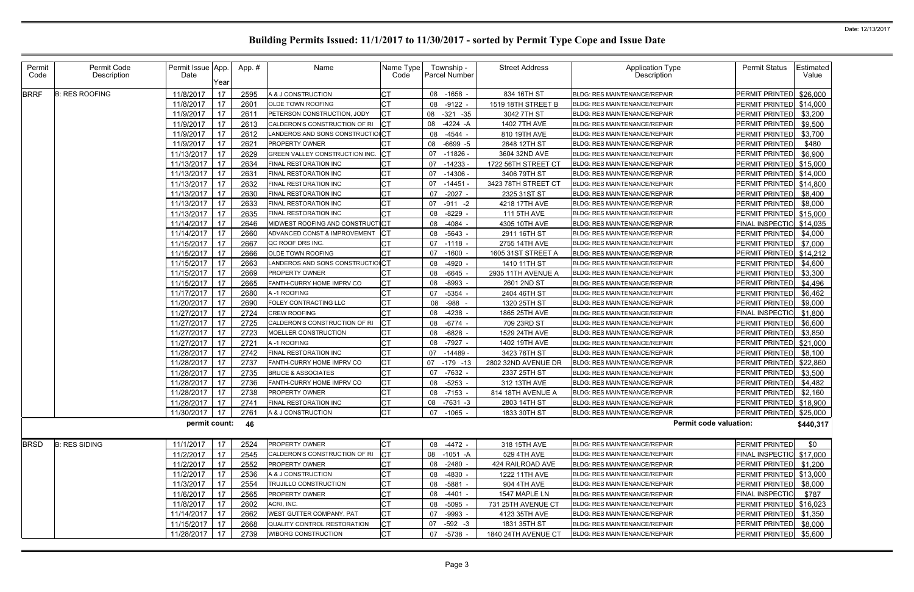# Building Permits Issued: 11/1/2017 to 11/30/2017 - sorted by Permit Type Cope and Issue Date

Date: 12/13/2017

| Permit Code | Permit Code Description | Permit Issue Date | App. Year | App. # | Name | Name Type Code | Township - Parcel Number | Street Address | Application Type Description | Permit Status | Estimated Value |
|---|---|---|---|---|---|---|---|---|---|---|---|
| BRRF | B: RES ROOFING | 11/8/2017 | 17 | 2595 | A & J CONSTRUCTION | CT | 08 -1658 - | 834 16TH ST | BLDG: RES MAINTENANCE/REPAIR | PERMIT PRINTED | $26,000 |
| | | 11/8/2017 | 17 | 2601 | OLDE TOWN ROOFING | CT | 08 -9122 - | 1519 18TH STREET B | BLDG: RES MAINTENANCE/REPAIR | PERMIT PRINTED | $14,000 |
| | | 11/9/2017 | 17 | 2611 | PETERSON CONSTRUCTION, JODY | CT | 08 -321 -35 | 3042 7TH ST | BLDG: RES MAINTENANCE/REPAIR | PERMIT PRINTED | $3,200 |
| | | 11/9/2017 | 17 | 2613 | CALDERON'S CONSTRUCTION OF RI | CT | 08 -4224 -A | 1402 7TH AVE | BLDG: RES MAINTENANCE/REPAIR | PERMIT PRINTED | $9,500 |
| | | 11/9/2017 | 17 | 2612 | LANDEROS AND SONS CONSTRUCTIO | CT | 08 -4544 - | 810 19TH AVE | BLDG: RES MAINTENANCE/REPAIR | PERMIT PRINTED | $3,700 |
| | | 11/9/2017 | 17 | 2621 | PROPERTY OWNER | CT | 08 -6699 -5 | 2648 12TH ST | BLDG: RES MAINTENANCE/REPAIR | PERMIT PRINTED | $480 |
| | | 11/13/2017 | 17 | 2629 | GREEN VALLEY CONSTRUCTION INC. | CT | 07 -11826 - | 3604 32ND AVE | BLDG: RES MAINTENANCE/REPAIR | PERMIT PRINTED | $6,900 |
| | | 11/13/2017 | 17 | 2634 | FINAL RESTORATION INC | CT | 07 -14233 - | 1722 56TH STREET CT | BLDG: RES MAINTENANCE/REPAIR | PERMIT PRINTED | $15,000 |
| | | 11/13/2017 | 17 | 2631 | FINAL RESTORATION INC | CT | 07 -14306 - | 3406 79TH ST | BLDG: RES MAINTENANCE/REPAIR | PERMIT PRINTED | $14,000 |
| | | 11/13/2017 | 17 | 2632 | FINAL RESTORATION INC | CT | 07 -14451 - | 3423 78TH STREET CT | BLDG: RES MAINTENANCE/REPAIR | PERMIT PRINTED | $14,800 |
| | | 11/13/2017 | 17 | 2630 | FINAL RESTORATION INC | CT | 07 -2027 - | 2325 31ST ST | BLDG: RES MAINTENANCE/REPAIR | PERMIT PRINTED | $8,400 |
| | | 11/13/2017 | 17 | 2633 | FINAL RESTORATION INC | CT | 07 -911 -2 | 4218 17TH AVE | BLDG: RES MAINTENANCE/REPAIR | PERMIT PRINTED | $8,000 |
| | | 11/13/2017 | 17 | 2635 | FINAL RESTORATION INC | CT | 08 -8229 - | 111 5TH AVE | BLDG: RES MAINTENANCE/REPAIR | PERMIT PRINTED | $15,000 |
| | | 11/14/2017 | 17 | 2646 | MIDWEST ROOFING AND CONSTRUCTI | CT | 08 -4084 - | 4305 10TH AVE | BLDG: RES MAINTENANCE/REPAIR | FINAL INSPECTIO | $14,035 |
| | | 11/14/2017 | 17 | 2660 | ADVANCED CONST & IMPROVEMENT | CT | 08 -5643 - | 2911 16TH ST | BLDG: RES MAINTENANCE/REPAIR | PERMIT PRINTED | $4,000 |
| | | 11/15/2017 | 17 | 2667 | QC ROOF DRS INC. | CT | 07 -1118 - | 2755 14TH AVE | BLDG: RES MAINTENANCE/REPAIR | PERMIT PRINTED | $7,000 |
| | | 11/15/2017 | 17 | 2666 | OLDE TOWN ROOFING | CT | 07 -1600 - | 1605 31ST STREET A | BLDG: RES MAINTENANCE/REPAIR | PERMIT PRINTED | $14,212 |
| | | 11/15/2017 | 17 | 2663 | LANDEROS AND SONS CONSTRUCTIO | CT | 08 -4920 - | 1410 11TH ST | BLDG: RES MAINTENANCE/REPAIR | PERMIT PRINTED | $4,600 |
| | | 11/15/2017 | 17 | 2669 | PROPERTY OWNER | CT | 08 -6645 - | 2935 11TH AVENUE A | BLDG: RES MAINTENANCE/REPAIR | PERMIT PRINTED | $3,300 |
| | | 11/15/2017 | 17 | 2665 | FANTH-CURRY HOME IMPRV CO | CT | 08 -8993 - | 2601 2ND ST | BLDG: RES MAINTENANCE/REPAIR | PERMIT PRINTED | $4,496 |
| | | 11/17/2017 | 17 | 2680 | A -1 ROOFING | CT | 07 -5354 - | 2404 46TH ST | BLDG: RES MAINTENANCE/REPAIR | PERMIT PRINTED | $6,462 |
| | | 11/20/2017 | 17 | 2690 | FOLEY CONTRACTING LLC | CT | 08 -988 - | 1320 25TH ST | BLDG: RES MAINTENANCE/REPAIR | PERMIT PRINTED | $9,000 |
| | | 11/27/2017 | 17 | 2724 | CREW ROOFING | CT | 08 -4238 - | 1865 25TH AVE | BLDG: RES MAINTENANCE/REPAIR | FINAL INSPECTIO | $1,800 |
| | | 11/27/2017 | 17 | 2725 | CALDERON'S CONSTRUCTION OF RI | CT | 08 -6774 - | 709 23RD ST | BLDG: RES MAINTENANCE/REPAIR | PERMIT PRINTED | $6,600 |
| | | 11/27/2017 | 17 | 2723 | MOELLER CONSTRUCTION | CT | 08 -6828 - | 1529 24TH AVE | BLDG: RES MAINTENANCE/REPAIR | PERMIT PRINTED | $3,850 |
| | | 11/27/2017 | 17 | 2721 | A -1 ROOFING | CT | 08 -7927 - | 1402 19TH AVE | BLDG: RES MAINTENANCE/REPAIR | PERMIT PRINTED | $21,000 |
| | | 11/28/2017 | 17 | 2742 | FINAL RESTORATION INC | CT | 07 -14489 - | 3423 76TH ST | BLDG: RES MAINTENANCE/REPAIR | PERMIT PRINTED | $8,100 |
| | | 11/28/2017 | 17 | 2737 | FANTH-CURRY HOME IMPRV CO | CT | 07 -179 -13 | 2802 32ND AVENUE DR | BLDG: RES MAINTENANCE/REPAIR | PERMIT PRINTED | $22,860 |
| | | 11/28/2017 | 17 | 2735 | BRUCE & ASSOCIATES | CT | 07 -7632 - | 2337 25TH ST | BLDG: RES MAINTENANCE/REPAIR | PERMIT PRINTED | $3,500 |
| | | 11/28/2017 | 17 | 2736 | FANTH-CURRY HOME IMPRV CO | CT | 08 -5253 - | 312 13TH AVE | BLDG: RES MAINTENANCE/REPAIR | PERMIT PRINTED | $4,482 |
| | | 11/28/2017 | 17 | 2738 | PROPERTY OWNER | CT | 08 -7153 - | 814 18TH AVENUE A | BLDG: RES MAINTENANCE/REPAIR | PERMIT PRINTED | $2,160 |
| | | 11/28/2017 | 17 | 2741 | FINAL RESTORATION INC | CT | 08 -7631 -3 | 2803 14TH ST | BLDG: RES MAINTENANCE/REPAIR | PERMIT PRINTED | $18,900 |
| | | 11/30/2017 | 17 | 2761 | A & J CONSTRUCTION | CT | 07 -1065 - | 1833 30TH ST | BLDG: RES MAINTENANCE/REPAIR | PERMIT PRINTED | $25,000 |
| | | **permit count:** | | **46** | | | | | **Permit code valuation:** | | **$440,317** |
| BRSD | B: RES SIDING | 11/1/2017 | 17 | 2524 | PROPERTY OWNER | CT | 08 -4472 - | 318 15TH AVE | BLDG: RES MAINTENANCE/REPAIR | PERMIT PRINTED | $0 |
| | | 11/2/2017 | 17 | 2545 | CALDERON'S CONSTRUCTION OF RI | CT | 08 -1051 -A | 529 4TH AVE | BLDG: RES MAINTENANCE/REPAIR | FINAL INSPECTIO | $17,000 |
| | | 11/2/2017 | 17 | 2552 | PROPERTY OWNER | CT | 08 -2480 - | 424 RAILROAD AVE | BLDG: RES MAINTENANCE/REPAIR | PERMIT PRINTED | $1,200 |
| | | 11/2/2017 | 17 | 2536 | A & J CONSTRUCTION | CT | 08 -4830 - | 1222 11TH AVE | BLDG: RES MAINTENANCE/REPAIR | PERMIT PRINTED | $13,000 |
| | | 11/3/2017 | 17 | 2554 | TRUJILLO CONSTRUCTION | CT | 08 -5881 - | 904 4TH AVE | BLDG: RES MAINTENANCE/REPAIR | PERMIT PRINTED | $8,000 |
| | | 11/6/2017 | 17 | 2565 | PROPERTY OWNER | CT | 08 -4401 - | 1547 MAPLE LN | BLDG: RES MAINTENANCE/REPAIR | FINAL INSPECTIO | $787 |
| | | 11/8/2017 | 17 | 2602 | ACRI, INC. | CT | 08 -5095 - | 731 25TH AVENUE CT | BLDG: RES MAINTENANCE/REPAIR | PERMIT PRINTED | $16,023 |
| | | 11/14/2017 | 17 | 2662 | WEST GUTTER COMPANY, PAT | CT | 07 -9993 - | 4123 35TH AVE | BLDG: RES MAINTENANCE/REPAIR | PERMIT PRINTED | $1,350 |
| | | 11/15/2017 | 17 | 2668 | QUALITY CONTROL RESTORATION | CT | 07 -592 -3 | 1831 35TH ST | BLDG: RES MAINTENANCE/REPAIR | PERMIT PRINTED | $8,000 |
| | | 11/28/2017 | 17 | 2739 | WIBORG CONSTRUCTION | CT | 07 -5738 - | 1840 24TH AVENUE CT | BLDG: RES MAINTENANCE/REPAIR | PERMIT PRINTED | $5,600 |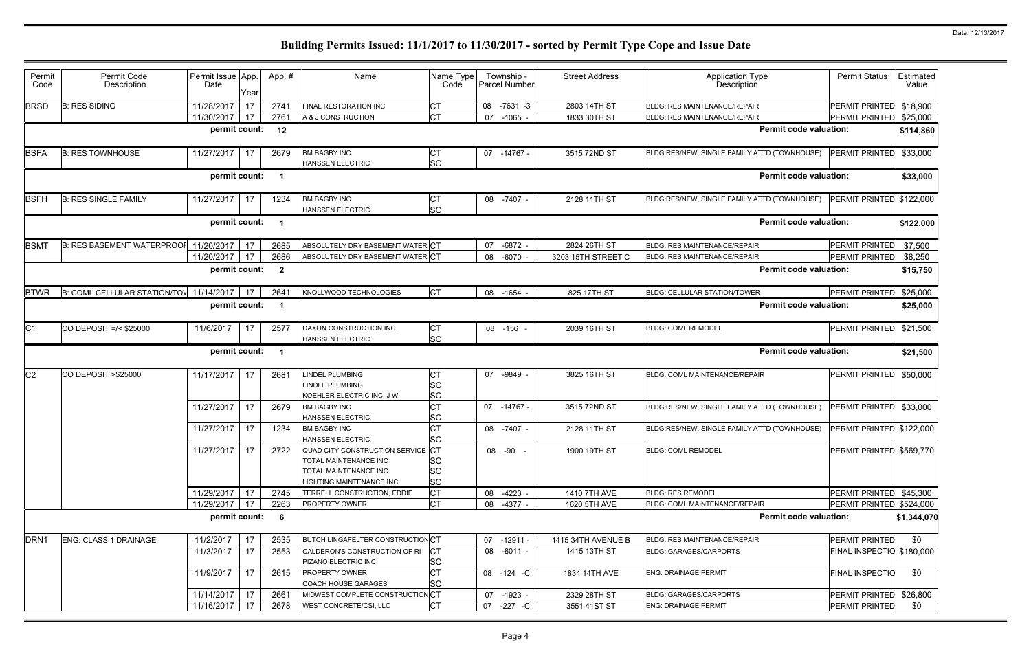# Building Permits Issued: 11/1/2017 to 11/30/2017 - sorted by Permit Type Cope and Issue Date

| Permit Code | Permit Code Description | Permit Issue Date | App. Year | Appl. # | Name | Name Type Code | Township - Parcel Number | Street Address | Application Type Description | Permit Status | Estimated Value |
|---|---|---|---|---|---|---|---|---|---|---|---|
| BRSD | B: RES SIDING | 11/28/2017 | 17 | 2741 | FINAL RESTORATION INC | CT | 08 -7631 -3 | 2803 14TH ST | BLDG: RES MAINTENANCE/REPAIR | PERMIT PRINTED | $18,900 |
| | | 11/30/2017 | 17 | 2761 | A & J CONSTRUCTION | CT | 07 -1065 - | 1833 30TH ST | BLDG: RES MAINTENANCE/REPAIR | PERMIT PRINTED | $25,000 |
| | | permit count: | 12 | | | | | | Permit code valuation: | | $114,860 |
| BSFA | B: RES TOWNHOUSE | 11/27/2017 | 17 | 2679 | BM BAGBY INC<br>HANSSEN ELECTRIC | CT<br>SC | 07 -14767 - | 3515 72ND ST | BLDG:RES/NEW, SINGLE FAMILY ATTD (TOWNHOUSE) | PERMIT PRINTED | $33,000 |
| | | permit count: | 1 | | | | | | Permit code valuation: | | $33,000 |
| BSFH | B: RES SINGLE FAMILY | 11/27/2017 | 17 | 1234 | BM BAGBY INC<br>HANSSEN ELECTRIC | CT<br>SC | 08 -7407 - | 2128 11TH ST | BLDG:RES/NEW, SINGLE FAMILY ATTD (TOWNHOUSE) | PERMIT PRINTED | $122,000 |
| | | permit count: | 1 | | | | | | Permit code valuation: | | $122,000 |
| BSMT | B: RES BASEMENT WATERPROOF | 11/20/2017 | 17 | 2685 | ABSOLUTELY DRY BASEMENT WATERI | CT | 07 -6872 - | 2824 26TH ST | BLDG: RES MAINTENANCE/REPAIR | PERMIT PRINTED | $7,500 |
| | | 11/20/2017 | 17 | 2686 | ABSOLUTELY DRY BASEMENT WATERI | CT | 08 -6070 - | 3203 15TH STREET C | BLDG: RES MAINTENANCE/REPAIR | PERMIT PRINTED | $8,250 |
| | | permit count: | 2 | | | | | | Permit code valuation: | | $15,750 |
| BTWR | B: COML CELLULAR STATION/TOW | 11/14/2017 | 17 | 2641 | KNOLLWOOD TECHNOLOGIES | CT | 08 -1654 - | 825 17TH ST | BLDG: CELLULAR STATION/TOWER | PERMIT PRINTED | $25,000 |
| | | permit count: | 1 | | | | | | Permit code valuation: | | $25,000 |
| C1 | CO DEPOSIT =/< $25000 | 11/6/2017 | 17 | 2577 | DAXON CONSTRUCTION INC.<br>HANSSEN ELECTRIC | CT<br>SC | 08 -156 - | 2039 16TH ST | BLDG: COML REMODEL | PERMIT PRINTED | $21,500 |
| | | permit count: | 1 | | | | | | Permit code valuation: | | $21,500 |
| C2 | CO DEPOSIT >$25000 | 11/17/2017 | 17 | 2681 | LINDEL PLUMBING<br>LINDLE PLUMBING<br>KOEHLER ELECTRIC INC, J W | CT<br>SC<br>SC | 07 -9849 - | 3825 16TH ST | BLDG: COML MAINTENANCE/REPAIR | PERMIT PRINTED | $50,000 |
| | | 11/27/2017 | 17 | 2679 | BM BAGBY INC<br>HANSSEN ELECTRIC | CT<br>SC | 07 -14767 - | 3515 72ND ST | BLDG:RES/NEW, SINGLE FAMILY ATTD (TOWNHOUSE) | PERMIT PRINTED | $33,000 |
| | | 11/27/2017 | 17 | 1234 | BM BAGBY INC<br>HANSSEN ELECTRIC | CT<br>SC | 08 -7407 - | 2128 11TH ST | BLDG:RES/NEW, SINGLE FAMILY ATTD (TOWNHOUSE) | PERMIT PRINTED | $122,000 |
| | | 11/27/2017 | 17 | 2722 | QUAD CITY CONSTRUCTION SERVICE<br>TOTAL MAINTENANCE INC<br>TOTAL MAINTENANCE INC<br>LIGHTING MAINTENANCE INC | CT<br>SC<br>SC<br>SC | 08 -90 - | 1900 19TH ST | BLDG: COML REMODEL | PERMIT PRINTED | $569,770 |
| | | 11/29/2017 | 17 | 2745 | TERRELL CONSTRUCTION, EDDIE | CT | 08 -4223 - | 1410 7TH AVE | BLDG: RES REMODEL | PERMIT PRINTED | $45,300 |
| | | 11/29/2017 | 17 | 2263 | PROPERTY OWNER | CT | 08 -4377 - | 1620 5TH AVE | BLDG: COML MAINTENANCE/REPAIR | PERMIT PRINTED | $524,000 |
| | | permit count: | 6 | | | | | | Permit code valuation: | | $1,344,070 |
| DRN1 | ENG: CLASS 1 DRAINAGE | 11/2/2017 | 17 | 2535 | BUTCH LINGAFELTER CONSTRUCTION | CT | 07 -12911 - | 1415 34TH AVENUE B | BLDG: RES MAINTENANCE/REPAIR | PERMIT PRINTED | $0 |
| | | 11/3/2017 | 17 | 2553 | CALDERON'S CONSTRUCTION OF RI<br>PIZANO ELECTRIC INC | CT<br>SC | 08 -8011 - | 1415 13TH ST | BLDG: GARAGES/CARPORTS | FINAL INSPECTIO | $180,000 |
| | | 11/9/2017 | 17 | 2615 | PROPERTY OWNER<br>COACH HOUSE GARAGES | CT<br>SC | 08 -124 -C | 1834 14TH AVE | ENG: DRAINAGE PERMIT | FINAL INSPECTIO | $0 |
| | | 11/14/2017 | 17 | 2661 | MIDWEST COMPLETE CONSTRUCTION | CT | 07 -1923 - | 2329 28TH ST | BLDG: GARAGES/CARPORTS | PERMIT PRINTED | $26,800 |
| | | 11/16/2017 | 17 | 2678 | WEST CONCRETE/CSI, LLC | CT | 07 -227 -C | 3551 41ST ST | ENG: DRAINAGE PERMIT | PERMIT PRINTED | $0 |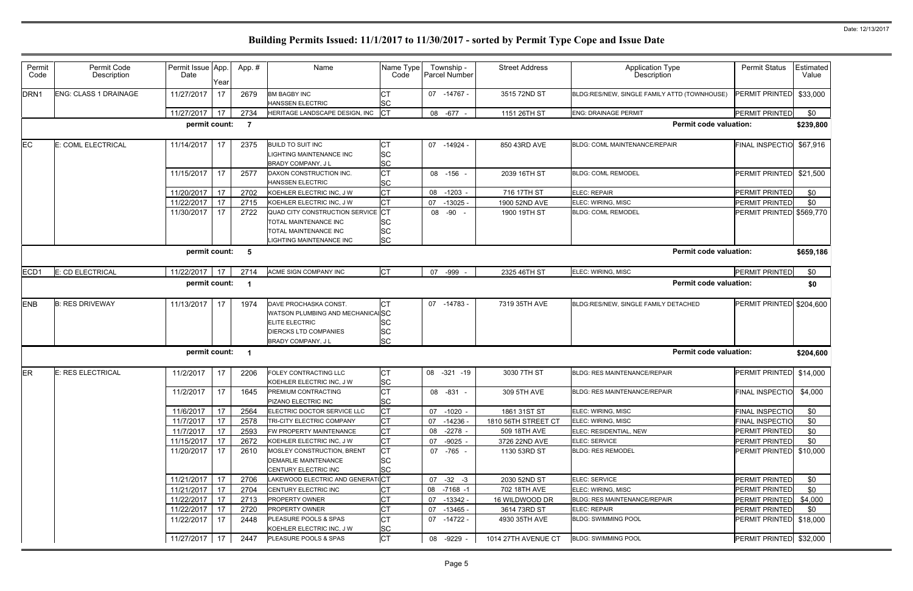# Building Permits Issued: 11/1/2017 to 11/30/2017 - sorted by Permit Type Cope and Issue Date

| Permit Code | Permit Code Description | Permit Issue Date | App. Year | App. # | Name | Name Type Code | Township - Parcel Number | Street Address | Application Type Description | Permit Status | Estimated Value |
|---|---|---|---|---|---|---|---|---|---|---|---|
| DRN1 | ENG: CLASS 1 DRAINAGE | 11/27/2017 | 17 | 2679 | BM BAGBY INC<br>HANSSEN ELECTRIC | CT<br>SC | 07 -14767 - | 3515 72ND ST | BLDG:RES/NEW, SINGLE FAMILY ATTD (TOWNHOUSE) | PERMIT PRINTED | $33,000 |
| | | 11/27/2017 | 17 | 2734 | HERITAGE LANDSCAPE DESIGN, INC | CT | 08 -677 - | 1151 26TH ST | ENG: DRAINAGE PERMIT | PERMIT PRINTED | $0 |
| | | permit count: | | 7 | | | | | Permit code valuation: | | $239,800 |
| EC | E: COML ELECTRICAL | 11/14/2017 | 17 | 2375 | BUILD TO SUIT INC<br>LIGHTING MAINTENANCE INC<br>BRADY COMPANY, J L | CT<br>SC<br>SC | 07 -14924 - | 850 43RD AVE | BLDG: COML MAINTENANCE/REPAIR | FINAL INSPECTIO | $67,916 |
| | | 11/15/2017 | 17 | 2577 | DAXON CONSTRUCTION INC.<br>HANSSEN ELECTRIC | CT<br>SC | 08 -156 - | 2039 16TH ST | BLDG: COML REMODEL | PERMIT PRINTED | $21,500 |
| | | 11/20/2017 | 17 | 2702 | KOEHLER ELECTRIC INC, J W | CT | 08 -1203 - | 716 17TH ST | ELEC: REPAIR | PERMIT PRINTED | $0 |
| | | 11/22/2017 | 17 | 2715 | KOEHLER ELECTRIC INC, J W | CT | 07 -13025 - | 1900 52ND AVE | ELEC: WIRING, MISC | PERMIT PRINTED | $0 |
| | | 11/30/2017 | 17 | 2722 | QUAD CITY CONSTRUCTION SERVICE<br>TOTAL MAINTENANCE INC<br>TOTAL MAINTENANCE INC<br>LIGHTING MAINTENANCE INC | CT<br>SC<br>SC<br>SC | 08 -90 - | 1900 19TH ST | BLDG: COML REMODEL | PERMIT PRINTED | $569,770 |
| | | permit count: | | 5 | | | | | Permit code valuation: | | $659,186 |
| ECD1 | E: CD ELECTRICAL | 11/22/2017 | 17 | 2714 | ACME SIGN COMPANY INC | CT | 07 -999 - | 2325 46TH ST | ELEC: WIRING, MISC | PERMIT PRINTED | $0 |
| | | permit count: | | 1 | | | | | Permit code valuation: | | $0 |
| ENB | B: RES DRIVEWAY | 11/13/2017 | 17 | 1974 | DAVE PROCHASKA CONST.<br>WATSON PLUMBING AND MECHANICAL<br>ELITE ELECTRIC<br>DIERCKS LTD COMPANIES<br>BRADY COMPANY, J L | CT<br>SC<br>SC<br>SC<br>SC | 07 -14783 - | 7319 35TH AVE | BLDG:RES/NEW, SINGLE FAMILY DETACHED | PERMIT PRINTED | $204,600 |
| | | permit count: | | 1 | | | | | Permit code valuation: | | $204,600 |
| ER | E: RES ELECTRICAL | 11/2/2017 | 17 | 2206 | FOLEY CONTRACTING LLC<br>KOEHLER ELECTRIC INC, J W | CT<br>SC | 08 -321 -19 | 3030 7TH ST | BLDG: RES MAINTENANCE/REPAIR | PERMIT PRINTED | $14,000 |
| | | 11/2/2017 | 17 | 1645 | PREMIUM CONTRACTING<br>PIZANO ELECTRIC INC | CT<br>SC | 08 -831 - | 309 5TH AVE | BLDG: RES MAINTENANCE/REPAIR | FINAL INSPECTIO | $4,000 |
| | | 11/6/2017 | 17 | 2564 | ELECTRIC DOCTOR SERVICE LLC | CT | 07 -1020 - | 1861 31ST ST | ELEC: WIRING, MISC | FINAL INSPECTIO | $0 |
| | | 11/7/2017 | 17 | 2578 | TRI-CITY ELECTRIC COMPANY | CT | 07 -14236 - | 1810 56TH STREET CT | ELEC: WIRING, MISC | FINAL INSPECTIO | $0 |
| | | 11/7/2017 | 17 | 2593 | FW PROPERTY MAINTENANCE | CT | 08 -2278 - | 509 18TH AVE | ELEC: RESIDENTIAL, NEW | PERMIT PRINTED | $0 |
| | | 11/15/2017 | 17 | 2672 | KOEHLER ELECTRIC INC, J W | CT | 07 -9025 - | 3726 22ND AVE | ELEC: SERVICE | PERMIT PRINTED | $0 |
| | | 11/20/2017 | 17 | 2610 | MOSLEY CONSTRUCTION, BRENT<br>DEMARLIE MAINTENANCE<br>CENTURY ELECTRIC INC | CT<br>SC<br>SC | 07 -765 - | 1130 53RD ST | BLDG: RES REMODEL | PERMIT PRINTED | $10,000 |
| | | 11/21/2017 | 17 | 2706 | LAKEWOOD ELECTRIC AND GENERAT | CT | 07 -32 -3 | 2030 52ND ST | ELEC: SERVICE | PERMIT PRINTED | $0 |
| | | 11/21/2017 | 17 | 2704 | CENTURY ELECTRIC INC | CT | 08 -7168 -1 | 702 18TH AVE | ELEC: WIRING, MISC | PERMIT PRINTED | $0 |
| | | 11/22/2017 | 17 | 2713 | PROPERTY OWNER | CT | 07 -13342 - | 16 WILDWOOD DR | BLDG: RES MAINTENANCE/REPAIR | PERMIT PRINTED | $4,000 |
| | | 11/22/2017 | 17 | 2720 | PROPERTY OWNER | CT | 07 -13465 - | 3614 73RD ST | ELEC: REPAIR | PERMIT PRINTED | $0 |
| | | 11/22/2017 | 17 | 2448 | PLEASURE POOLS & SPAS<br>KOEHLER ELECTRIC INC, J W | CT<br>SC | 07 -14722 - | 4930 35TH AVE | BLDG: SWIMMING POOL | PERMIT PRINTED | $18,000 |
| | | 11/27/2017 | 17 | 2447 | PLEASURE POOLS & SPAS | CT | 08 -9229 - | 1014 27TH AVENUE CT | BLDG: SWIMMING POOL | PERMIT PRINTED | $32,000 |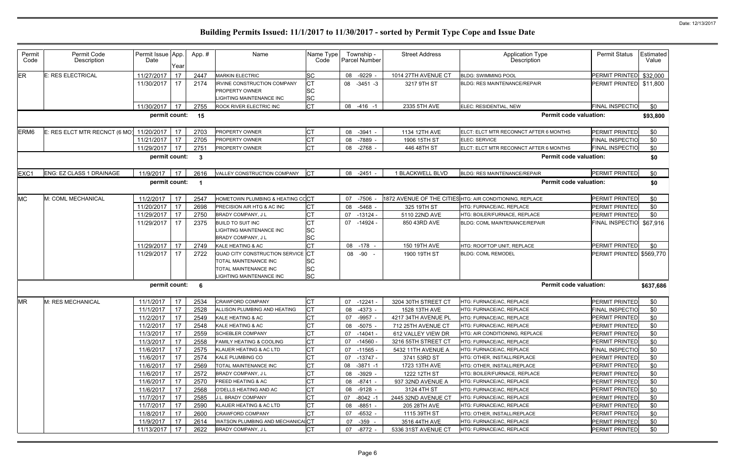# Building Permits Issued: 11/1/2017 to 11/30/2017 - sorted by Permit Type Cope and Issue Date

Date: 12/13/2017

| Permit Code | Permit Code Description | Permit Issue Date | App. Year | Appl. # | Name | Name Type Code | Township - Parcel Number | Street Address | Application Type Description | Permit Status | Estimated Value |
|---|---|---|---|---|---|---|---|---|---|---|---|
| ER | E: RES ELECTRICAL | 11/27/2017 | 17 | 2447 | MARKIN ELECTRIC | SC | 08 -9229 - | 1014 27TH AVENUE CT | BLDG: SWIMMING POOL | PERMIT PRINTED | $32,000 |
| | | 11/30/2017 | 17 | 2174 | IRVINE CONSTRUCTION COMPANY<br>PROPERTY OWNER<br>LIGHTING MAINTENANCE INC | CT<br>SC<br>SC | 08 -3451 -3 | 3217 9TH ST | BLDG: RES MAINTENANCE/REPAIR | PERMIT PRINTED | $11,800 |
| | | 11/30/2017 | 17 | 2755 | ROCK RIVER ELECTRIC INC | CT | 08 -416 -1 | 2335 5TH AVE | ELEC: RESIDENTIAL, NEW | FINAL INSPECTIO | $0 |
| | | **permit count:** | | **15** | | | | | **Permit code valuation:** | | **$93,800** |
| ERM6 | E: RES ELCT MTR RECNCT (6 MO) | 11/20/2017 | 17 | 2703 | PROPERTY OWNER | CT | 08 -3941 - | 1134 12TH AVE | ELCT: ELCT MTR RECONNCT AFTER 6 MONTHS | PERMIT PRINTED | $0 |
| | | 11/21/2017 | 17 | 2705 | PROPERTY OWNER | CT | 08 -7889 - | 1906 15TH ST | ELEC: SERVICE | FINAL INSPECTIO | $0 |
| | | 11/29/2017 | 17 | 2751 | PROPERTY OWNER | CT | 08 -2768 - | 446 48TH ST | ELCT: ELCT MTR RECONNCT AFTER 6 MONTHS | FINAL INSPECTIO | $0 |
| | | **permit count:** | | **3** | | | | | **Permit code valuation:** | | **$0** |
| EXC1 | ENG: EZ CLASS 1 DRAINAGE | 11/9/2017 | 17 | 2616 | VALLEY CONSTRUCTION COMPANY | CT | 08 -2451 - | 1 BLACKWELL BLVD | BLDG: RES MAINTENANCE/REPAIR | PERMIT PRINTED | $0 |
| | | **permit count:** | | **1** | | | | | **Permit code valuation:** | | **$0** |
| MC | M: COML MECHANICAL | 11/2/2017 | 17 | 2547 | HOMETOWN PLUMBING & HEATING CO | CT | 07 -7506 - | 1872 AVENUE OF THE CITIES | HTG: AIR CONDITIONING, REPLACE | PERMIT PRINTED | $0 |
| | | 11/20/2017 | 17 | 2698 | PRECISION AIR HTG & AC INC | CT | 08 -5468 - | 325 19TH ST | HTG: FURNACE/AC, REPLACE | PERMIT PRINTED | $0 |
| | | 11/29/2017 | 17 | 2750 | BRADY COMPANY, J L | CT | 07 -13124 - | 5110 22ND AVE | HTG: BOILER/FURNACE, REPLACE | PERMIT PRINTED | $0 |
| | | 11/29/2017 | 17 | 2375 | BUILD TO SUIT INC<br>LIGHTING MAINTENANCE INC<br>BRADY COMPANY, J L | CT<br>SC<br>SC | 07 -14924 - | 850 43RD AVE | BLDG: COML MAINTENANCE/REPAIR | FINAL INSPECTIO | $67,916 |
| | | 11/29/2017 | 17 | 2749 | KALE HEATING & AC | CT | 08 -178 - | 150 19TH AVE | HTG: ROOFTOP UNIT, REPLACE | PERMIT PRINTED | $0 |
| | | 11/29/2017 | 17 | 2722 | QUAD CITY CONSTRUCTION SERVICE<br>TOTAL MAINTENANCE INC<br>TOTAL MAINTENANCE INC<br>LIGHTING MAINTENANCE INC | CT<br>SC<br>SC<br>SC | 08 -90 - | 1900 19TH ST | BLDG: COML REMODEL | PERMIT PRINTED | $569,770 |
| | | **permit count:** | | **6** | | | | | **Permit code valuation:** | | **$637,686** |
| MR | M: RES MECHANICAL | 11/1/2017 | 17 | 2534 | CRAWFORD COMPANY | CT | 07 -12241 - | 3204 30TH STREET CT | HTG: FURNACE/AC, REPLACE | PERMIT PRINTED | $0 |
| | | 11/1/2017 | 17 | 2528 | ALLISON PLUMBING AND HEATING | CT | 08 -4373 - | 1528 13TH AVE | HTG: FURNACE/AC, REPLACE | FINAL INSPECTIO | $0 |
| | | 11/2/2017 | 17 | 2549 | KALE HEATING & AC | CT | 07 -9957 - | 4217 34TH AVENUE PL | HTG: FURNACE/AC, REPLACE | PERMIT PRINTED | $0 |
| | | 11/2/2017 | 17 | 2548 | KALE HEATING & AC | CT | 08 -5075 - | 712 25TH AVENUE CT | HTG: FURNACE/AC, REPLACE | PERMIT PRINTED | $0 |
| | | 11/3/2017 | 17 | 2559 | SCHEBLER COMPANY | CT | 07 -14041 - | 612 VALLEY VIEW DR | HTG: AIR CONDITIONING, REPLACE | PERMIT PRINTED | $0 |
| | | 11/3/2017 | 17 | 2558 | FAMILY HEATING & COOLING | CT | 07 -14560 - | 3216 55TH STREET CT | HTG: FURNACE/AC, REPLACE | PERMIT PRINTED | $0 |
| | | 11/6/2017 | 17 | 2575 | KLAUER HEATING & AC LTD | CT | 07 -11565 - | 5432 11TH AVENUE A | HTG: FURNACE/AC, REPLACE | FINAL INSPECTIO | $0 |
| | | 11/6/2017 | 17 | 2574 | KALE PLUMBING CO | CT | 07 -13747 - | 3741 53RD ST | HTG: OTHER, INSTALL/REPLACE | PERMIT PRINTED | $0 |
| | | 11/6/2017 | 17 | 2569 | TOTAL MAINTENANCE INC | CT | 08 -3871 -1 | 1723 13TH AVE | HTG: OTHER, INSTALL/REPLACE | PERMIT PRINTED | $0 |
| | | 11/6/2017 | 17 | 2572 | BRADY COMPANY, J L | CT | 08 -3929 - | 1222 12TH ST | HTG: BOILER/FURNACE, REPLACE | PERMIT PRINTED | $0 |
| | | 11/6/2017 | 17 | 2570 | FREED HEATING & AC | CT | 08 -8741 - | 937 32ND AVENUE A | HTG: FURNACE/AC, REPLACE | PERMIT PRINTED | $0 |
| | | 11/6/2017 | 17 | 2568 | O'DELLS HEATING AND AC | CT | 08 -9128 - | 3124 4TH ST | HTG: FURNACE/AC, REPLACE | PERMIT PRINTED | $0 |
| | | 11/7/2017 | 17 | 2585 | J.L. BRADY COMPANY | CT | 07 -8042 -1 | 2445 32ND AVENUE CT | HTG: FURNACE/AC, REPLACE | PERMIT PRINTED | $0 |
| | | 11/7/2017 | 17 | 2590 | KLAUER HEATING & AC LTD | CT | 08 -8851 - | 205 28TH AVE | HTG: FURNACE/AC, REPLACE | PERMIT PRINTED | $0 |
| | | 11/8/2017 | 17 | 2600 | CRAWFORD COMPANY | CT | 07 -6532 - | 1115 39TH ST | HTG: OTHER, INSTALL/REPLACE | PERMIT PRINTED | $0 |
| | | 11/9/2017 | 17 | 2614 | WATSON PLUMBING AND MECHANICAL | CT | 07 -359 - | 3516 44TH AVE | HTG: FURNACE/AC, REPLACE | PERMIT PRINTED | $0 |
| | | 11/13/2017 | 17 | 2622 | BRADY COMPANY, J L | CT | 07 -8772 - | 5336 31ST AVENUE CT | HTG: FURNACE/AC, REPLACE | PERMIT PRINTED | $0 |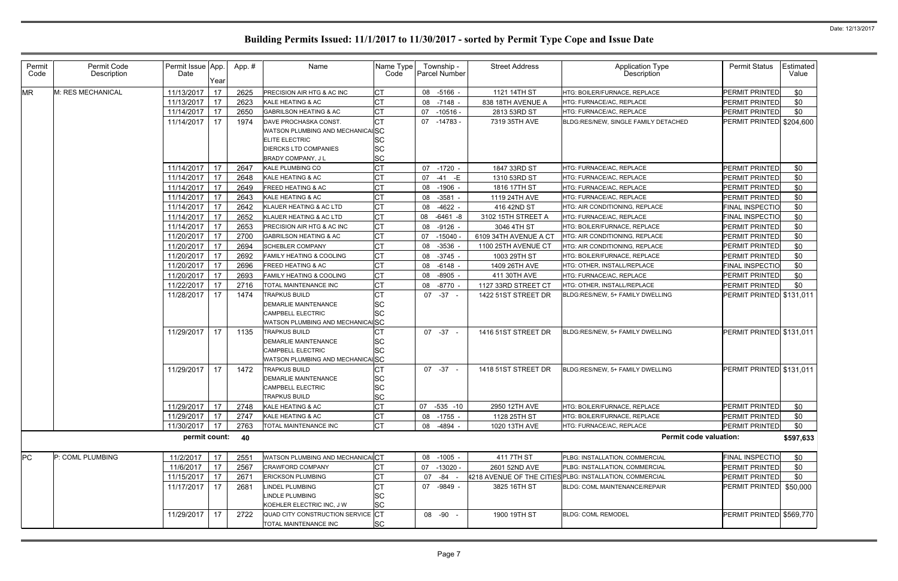# Building Permits Issued: 11/1/2017 to 11/30/2017 - sorted by Permit Type Cope and Issue Date

Date: 12/13/2017

| Permit Code | Permit Code Description | Permit Issue Date | App. Year | App. # | Name | Name Type Code | Township - Parcel Number | Street Address | Application Type Description | Permit Status | Estimated Value |
|---|---|---|---|---|---|---|---|---|---|---|---|
| MR | M: RES MECHANICAL | 11/13/2017 | 17 | 2625 | PRECISION AIR HTG & AC INC | CT | 08 -5166 - | 1121 14TH ST | HTG: BOILER/FURNACE, REPLACE | PERMIT PRINTED | $0 |
| | | 11/13/2017 | 17 | 2623 | KALE HEATING & AC | CT | 08 -7148 - | 838 18TH AVENUE A | HTG: FURNACE/AC, REPLACE | PERMIT PRINTED | $0 |
| | | 11/14/2017 | 17 | 2650 | GABRILSON HEATING & AC | CT | 07 -10516 - | 2813 53RD ST | HTG: FURNACE/AC, REPLACE | PERMIT PRINTED | $0 |
| | | 11/14/2017 | 17 | 1974 | DAVE PROCHASKA CONST.<br>WATSON PLUMBING AND MECHANICAL<br>ELITE ELECTRIC<br>DIERCKS LTD COMPANIES<br>BRADY COMPANY, J L | CT<br>SC<br>SC<br>SC<br>SC | 07 -14783 - | 7319 35TH AVE | BLDG:RES/NEW, SINGLE FAMILY DETACHED | PERMIT PRINTED | $204,600 |
| | | 11/14/2017 | 17 | 2647 | KALE PLUMBING CO | CT | 07 -1720 - | 1847 33RD ST | HTG: FURNACE/AC, REPLACE | PERMIT PRINTED | $0 |
| | | 11/14/2017 | 17 | 2648 | KALE HEATING & AC | CT | 07 -41 -E | 1310 53RD ST | HTG: FURNACE/AC, REPLACE | PERMIT PRINTED | $0 |
| | | 11/14/2017 | 17 | 2649 | FREED HEATING & AC | CT | 08 -1906 - | 1816 17TH ST | HTG: FURNACE/AC, REPLACE | PERMIT PRINTED | $0 |
| | | 11/14/2017 | 17 | 2643 | KALE HEATING & AC | CT | 08 -3581 - | 1119 24TH AVE | HTG: FURNACE/AC, REPLACE | PERMIT PRINTED | $0 |
| | | 11/14/2017 | 17 | 2642 | KLAUER HEATING & AC LTD | CT | 08 -4622 - | 416 42ND ST | HTG: AIR CONDITIONING, REPLACE | FINAL INSPECTIO | $0 |
| | | 11/14/2017 | 17 | 2652 | KLAUER HEATING & AC LTD | CT | 08 -6461 -8 | 3102 15TH STREET A | HTG: FURNACE/AC, REPLACE | FINAL INSPECTIO | $0 |
| | | 11/14/2017 | 17 | 2653 | PRECISION AIR HTG & AC INC | CT | 08 -9126 - | 3046 4TH ST | HTG: BOILER/FURNACE, REPLACE | PERMIT PRINTED | $0 |
| | | 11/20/2017 | 17 | 2700 | GABRILSON HEATING & AC | CT | 07 -15040 - | 6109 34TH AVENUE A CT | HTG: AIR CONDITIONING, REPLACE | PERMIT PRINTED | $0 |
| | | 11/20/2017 | 17 | 2694 | SCHEBLER COMPANY | CT | 08 -3536 - | 1100 25TH AVENUE CT | HTG: AIR CONDITIONING, REPLACE | PERMIT PRINTED | $0 |
| | | 11/20/2017 | 17 | 2692 | FAMILY HEATING & COOLING | CT | 08 -3745 - | 1003 29TH ST | HTG: BOILER/FURNACE, REPLACE | PERMIT PRINTED | $0 |
| | | 11/20/2017 | 17 | 2696 | FREED HEATING & AC | CT | 08 -6148 - | 1409 26TH AVE | HTG: OTHER, INSTALL/REPLACE | FINAL INSPECTIO | $0 |
| | | 11/20/2017 | 17 | 2693 | FAMILY HEATING & COOLING | CT | 08 -8905 - | 411 30TH AVE | HTG: FURNACE/AC, REPLACE | PERMIT PRINTED | $0 |
| | | 11/22/2017 | 17 | 2716 | TOTAL MAINTENANCE INC | CT | 08 -8770 - | 1127 33RD STREET CT | HTG: OTHER, INSTALL/REPLACE | PERMIT PRINTED | $0 |
| | | 11/28/2017 | 17 | 1474 | TRAPKUS BUILD<br>DEMARLIE MAINTENANCE<br>CAMPBELL ELECTRIC<br>WATSON PLUMBING AND MECHANICAL | CT<br>SC<br>SC<br>SC | 07 -37 - | 1422 51ST STREET DR | BLDG:RES/NEW, 5+ FAMILY DWELLING | PERMIT PRINTED | $131,011 |
| | | 11/29/2017 | 17 | 1135 | TRAPKUS BUILD<br>DEMARLIE MAINTENANCE<br>CAMPBELL ELECTRIC<br>WATSON PLUMBING AND MECHANICAL | CT<br>SC<br>SC<br>SC | 07 -37 - | 1416 51ST STREET DR | BLDG:RES/NEW, 5+ FAMILY DWELLING | PERMIT PRINTED | $131,011 |
| | | 11/29/2017 | 17 | 1472 | TRAPKUS BUILD<br>DEMARLIE MAINTENANCE<br>CAMPBELL ELECTRIC<br>TRAPKUS BUILD | CT<br>SC<br>SC<br>SC | 07 -37 - | 1418 51ST STREET DR | BLDG:RES/NEW, 5+ FAMILY DWELLING | PERMIT PRINTED | $131,011 |
| | | 11/29/2017 | 17 | 2748 | KALE HEATING & AC | CT | 07 -535 -10 | 2950 12TH AVE | HTG: BOILER/FURNACE, REPLACE | PERMIT PRINTED | $0 |
| | | 11/29/2017 | 17 | 2747 | KALE HEATING & AC | CT | 08 -1755 - | 1128 25TH ST | HTG: BOILER/FURNACE, REPLACE | PERMIT PRINTED | $0 |
| | | 11/30/2017 | 17 | 2763 | TOTAL MAINTENANCE INC | CT | 08 -4894 - | 1020 13TH AVE | HTG: FURNACE/AC, REPLACE | PERMIT PRINTED | $0 |
| | | **permit count:** | | **40** | | | | | **Permit code valuation:** | | **$597,633** |
| PC | P: COML PLUMBING | 11/2/2017 | 17 | 2551 | WATSON PLUMBING AND MECHANICAL | CT | 08 -1005 - | 411 7TH ST | PLBG: INSTALLATION, COMMERCIAL | FINAL INSPECTIO | $0 |
| | | 11/6/2017 | 17 | 2567 | CRAWFORD COMPANY | CT | 07 -13020 - | 2601 52ND AVE | PLBG: INSTALLATION, COMMERCIAL | PERMIT PRINTED | $0 |
| | | 11/15/2017 | 17 | 2671 | ERICKSON PLUMBING | CT | 07 -84 - | 4218 AVENUE OF THE CITIES | PLBG: INSTALLATION, COMMERCIAL | PERMIT PRINTED | $0 |
| | | 11/17/2017 | 17 | 2681 | LINDEL PLUMBING<br>LINDLE PLUMBING<br>KOEHLER ELECTRIC INC, J W | CT<br>SC<br>SC | 07 -9849 - | 3825 16TH ST | BLDG: COML MAINTENANCE/REPAIR | PERMIT PRINTED | $50,000 |
| | | 11/29/2017 | 17 | 2722 | QUAD CITY CONSTRUCTION SERVICE<br>TOTAL MAINTENANCE INC | CT<br>SC | 08 -90 - | 1900 19TH ST | BLDG: COML REMODEL | PERMIT PRINTED | $569,770 |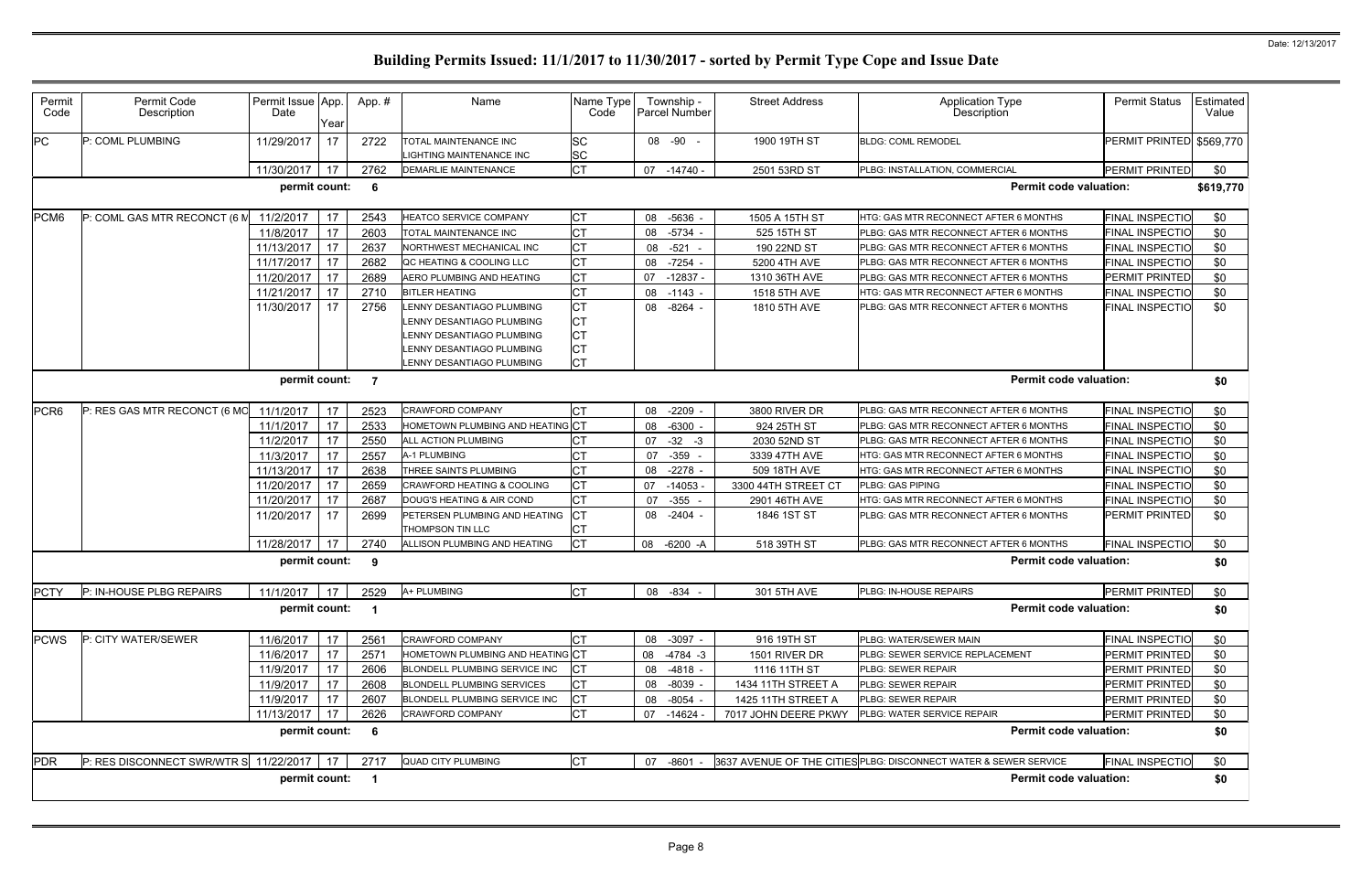# Building Permits Issued: 11/1/2017 to 11/30/2017 - sorted by Permit Type Cope and Issue Date

| Permit Code | Permit Code Description | Permit Issue Date | App. Year | App. # | Name | Name Type Code | Township - Parcel Number | Street Address | Application Type Description | Permit Status | Estimated Value |
|---|---|---|---|---|---|---|---|---|---|---|---|
| PC | P: COML PLUMBING | 11/29/2017 | 17 | 2722 | TOTAL MAINTENANCE INC<br>LIGHTING MAINTENANCE INC | SC<br>SC | 08 -90 - | 1900 19TH ST | BLDG: COML REMODEL | PERMIT PRINTED | $569,770 |
| | | 11/30/2017 | 17 | 2762 | DEMARLIE MAINTENANCE | CT | 07 -14740 - | 2501 53RD ST | PLBG: INSTALLATION, COMMERCIAL | PERMIT PRINTED | $0 |
| | | permit count: | | 6 | | | | | Permit code valuation: | | $619,770 |
| PCM6 | P: COML GAS MTR RECONCT (6 M | 11/2/2017 | 17 | 2543 | HEATCO SERVICE COMPANY | CT | 08 -5636 - | 1505 A 15TH ST | HTG: GAS MTR RECONNECT AFTER 6 MONTHS | FINAL INSPECTIO | $0 |
| | | 11/8/2017 | 17 | 2603 | TOTAL MAINTENANCE INC | CT | 08 -5734 - | 525 15TH ST | PLBG: GAS MTR RECONNECT AFTER 6 MONTHS | FINAL INSPECTIO | $0 |
| | | 11/13/2017 | 17 | 2637 | NORTHWEST MECHANICAL INC | CT | 08 -521 - | 190 22ND ST | PLBG: GAS MTR RECONNECT AFTER 6 MONTHS | FINAL INSPECTIO | $0 |
| | | 11/17/2017 | 17 | 2682 | QC HEATING & COOLING LLC | CT | 08 -7254 - | 5200 4TH AVE | PLBG: GAS MTR RECONNECT AFTER 6 MONTHS | FINAL INSPECTIO | $0 |
| | | 11/20/2017 | 17 | 2689 | AERO PLUMBING AND HEATING | CT | 07 -12837 - | 1310 36TH AVE | PLBG: GAS MTR RECONNECT AFTER 6 MONTHS | PERMIT PRINTED | $0 |
| | | 11/21/2017 | 17 | 2710 | BITLER HEATING | CT | 08 -1143 - | 1518 5TH AVE | HTG: GAS MTR RECONNECT AFTER 6 MONTHS | FINAL INSPECTIO | $0 |
| | | 11/30/2017 | 17 | 2756 | LENNY DESANTIAGO PLUMBING<br>LENNY DESANTIAGO PLUMBING<br>LENNY DESANTIAGO PLUMBING<br>LENNY DESANTIAGO PLUMBING<br>LENNY DESANTIAGO PLUMBING | CT<br>CT<br>CT<br>CT<br>CT | 08 -8264 - | 1810 5TH AVE | PLBG: GAS MTR RECONNECT AFTER 6 MONTHS | FINAL INSPECTIO | $0 |
| | | permit count: | | 7 | | | | | Permit code valuation: | | $0 |
| PCR6 | P: RES GAS MTR RECONCT (6 MO | 11/1/2017 | 17 | 2523 | CRAWFORD COMPANY | CT | 08 -2209 - | 3800 RIVER DR | PLBG: GAS MTR RECONNECT AFTER 6 MONTHS | FINAL INSPECTIO | $0 |
| | | 11/1/2017 | 17 | 2533 | HOMETOWN PLUMBING AND HEATING | CT | 08 -6300 - | 924 25TH ST | PLBG: GAS MTR RECONNECT AFTER 6 MONTHS | FINAL INSPECTIO | $0 |
| | | 11/2/2017 | 17 | 2550 | ALL ACTION PLUMBING | CT | 07 -32 -3 | 2030 52ND ST | PLBG: GAS MTR RECONNECT AFTER 6 MONTHS | FINAL INSPECTIO | $0 |
| | | 11/3/2017 | 17 | 2557 | A-1 PLUMBING | CT | 07 -359 - | 3339 47TH AVE | HTG: GAS MTR RECONNECT AFTER 6 MONTHS | FINAL INSPECTIO | $0 |
| | | 11/13/2017 | 17 | 2638 | THREE SAINTS PLUMBING | CT | 08 -2278 - | 509 18TH AVE | HTG: GAS MTR RECONNECT AFTER 6 MONTHS | FINAL INSPECTIO | $0 |
| | | 11/20/2017 | 17 | 2659 | CRAWFORD HEATING & COOLING | CT | 07 -14053 - | 3300 44TH STREET CT | PLBG: GAS PIPING | FINAL INSPECTIO | $0 |
| | | 11/20/2017 | 17 | 2687 | DOUG'S HEATING & AIR COND | CT | 07 -355 - | 2901 46TH AVE | HTG: GAS MTR RECONNECT AFTER 6 MONTHS | FINAL INSPECTIO | $0 |
| | | 11/20/2017 | 17 | 2699 | PETERSEN PLUMBING AND HEATING<br>THOMPSON TIN LLC | CT<br>CT | 08 -2404 - | 1846 1ST ST | PLBG: GAS MTR RECONNECT AFTER 6 MONTHS | PERMIT PRINTED | $0 |
| | | 11/28/2017 | 17 | 2740 | ALLISON PLUMBING AND HEATING | CT | 08 -6200 -A | 518 39TH ST | PLBG: GAS MTR RECONNECT AFTER 6 MONTHS | FINAL INSPECTIO | $0 |
| | | permit count: | | 9 | | | | | Permit code valuation: | | $0 |
| PCTY | P: IN-HOUSE PLBG REPAIRS | 11/1/2017 | 17 | 2529 | A+ PLUMBING | CT | 08 -834 - | 301 5TH AVE | PLBG: IN-HOUSE REPAIRS | PERMIT PRINTED | $0 |
| | | permit count: | | 1 | | | | | Permit code valuation: | | $0 |
| PCWS | P: CITY WATER/SEWER | 11/6/2017 | 17 | 2561 | CRAWFORD COMPANY | CT | 08 -3097 - | 916 19TH ST | PLBG: WATER/SEWER MAIN | FINAL INSPECTIO | $0 |
| | | 11/6/2017 | 17 | 2571 | HOMETOWN PLUMBING AND HEATING | CT | 08 -4784 -3 | 1501 RIVER DR | PLBG: SEWER SERVICE REPLACEMENT | PERMIT PRINTED | $0 |
| | | 11/9/2017 | 17 | 2606 | BLONDELL PLUMBING SERVICE INC | CT | 08 -4818 - | 1116 11TH ST | PLBG: SEWER REPAIR | PERMIT PRINTED | $0 |
| | | 11/9/2017 | 17 | 2608 | BLONDELL PLUMBING SERVICES | CT | 08 -8039 - | 1434 11TH STREET A | PLBG: SEWER REPAIR | PERMIT PRINTED | $0 |
| | | 11/9/2017 | 17 | 2607 | BLONDELL PLUMBING SERVICE INC | CT | 08 -8054 - | 1425 11TH STREET A | PLBG: SEWER REPAIR | PERMIT PRINTED | $0 |
| | | 11/13/2017 | 17 | 2626 | CRAWFORD COMPANY | CT | 07 -14624 - | 7017 JOHN DEERE PKWY | PLBG: WATER SERVICE REPAIR | PERMIT PRINTED | $0 |
| | | permit count: | | 6 | | | | | Permit code valuation: | | $0 |
| PDR | P: RES DISCONNECT SWR/WTR S | 11/22/2017 | 17 | 2717 | QUAD CITY PLUMBING | CT | 07 -8601 - | 3637 AVENUE OF THE CITIES | PLBG: DISCONNECT WATER & SEWER SERVICE | FINAL INSPECTIO | $0 |
| | | permit count: | | 1 | | | | | Permit code valuation: | | $0 |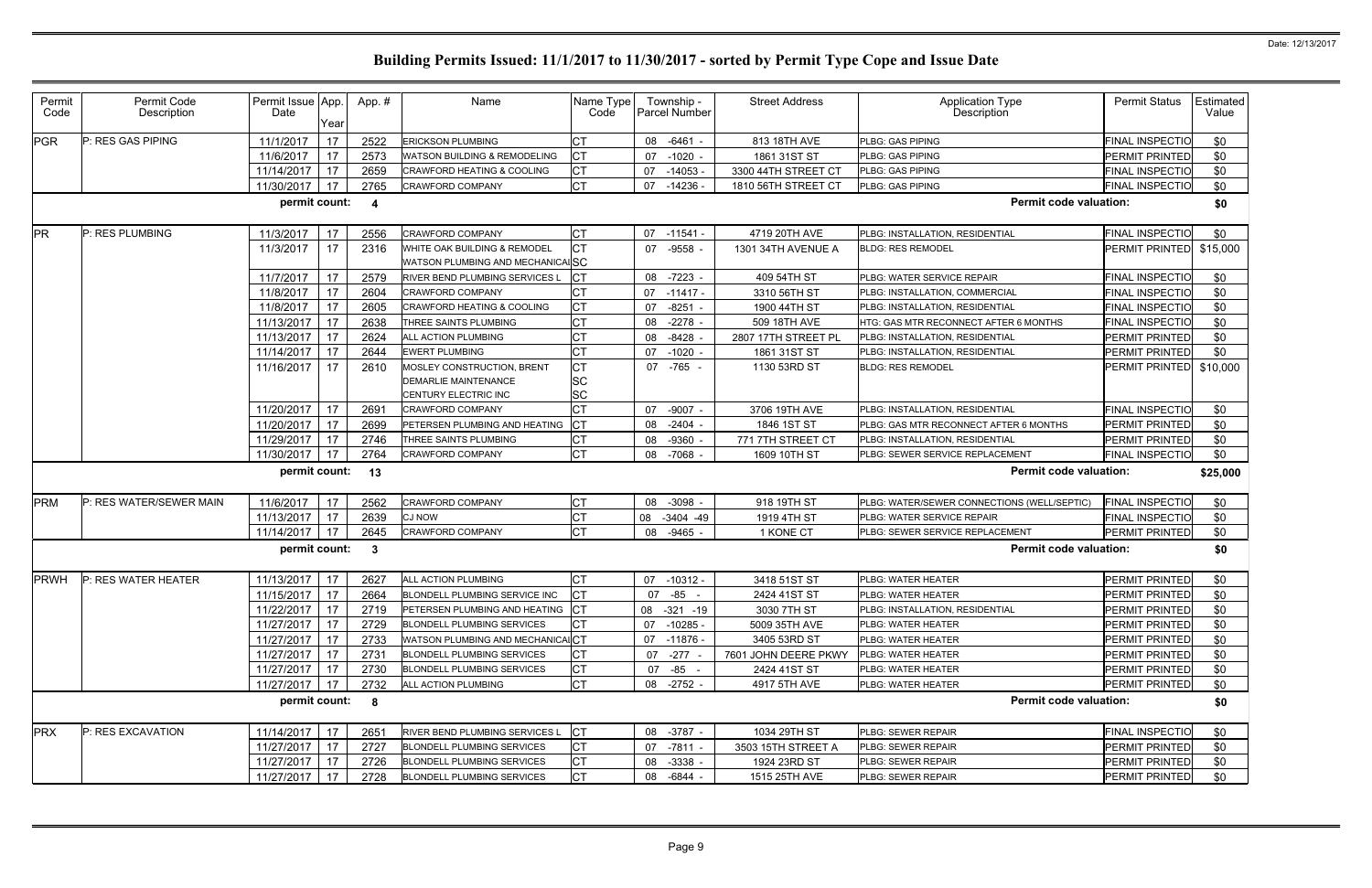# Building Permits Issued: 11/1/2017 to 11/30/2017 - sorted by Permit Type Cope and Issue Date

Date: 12/13/2017

| Permit Code | Permit Code Description | Permit Issue Date | App. Year | App. # | Name | Name Type Code | Township - Parcel Number | Street Address | Application Type Description | Permit Status | Estimated Value |
|---|---|---|---|---|---|---|---|---|---|---|---|
| PGR | P: RES GAS PIPING | 11/1/2017 | 17 | 2522 | ERICKSON PLUMBING | CT | 08 -6461 - | 813 18TH AVE | PLBG: GAS PIPING | FINAL INSPECTIO | $0 |
| | | 11/6/2017 | 17 | 2573 | WATSON BUILDING & REMODELING | CT | 07 -1020 - | 1861 31ST ST | PLBG: GAS PIPING | PERMIT PRINTED | $0 |
| | | 11/14/2017 | 17 | 2659 | CRAWFORD HEATING & COOLING | CT | 07 -14053 - | 3300 44TH STREET CT | PLBG: GAS PIPING | FINAL INSPECTIO | $0 |
| | | 11/30/2017 | 17 | 2765 | CRAWFORD COMPANY | CT | 07 -14236 - | 1810 56TH STREET CT | PLBG: GAS PIPING | FINAL INSPECTIO | $0 |
| | | permit count: | | 4 | | | | | Permit code valuation: | | $0 |
| PR | P: RES PLUMBING | 11/3/2017 | 17 | 2556 | CRAWFORD COMPANY | CT | 07 -11541 - | 4719 20TH AVE | PLBG: INSTALLATION, RESIDENTIAL | FINAL INSPECTIO | $0 |
| | | 11/3/2017 | 17 | 2316 | WHITE OAK BUILDING & REMODEL<br>WATSON PLUMBING AND MECHANICAL | CT<br>SC | 07 -9558 - | 1301 34TH AVENUE A | BLDG: RES REMODEL | PERMIT PRINTED | $15,000 |
| | | 11/7/2017 | 17 | 2579 | RIVER BEND PLUMBING SERVICES L | CT | 08 -7223 - | 409 54TH ST | PLBG: WATER SERVICE REPAIR | FINAL INSPECTIO | $0 |
| | | 11/8/2017 | 17 | 2604 | CRAWFORD COMPANY | CT | 07 -11417 - | 3310 56TH ST | PLBG: INSTALLATION, COMMERCIAL | FINAL INSPECTIO | $0 |
| | | 11/8/2017 | 17 | 2605 | CRAWFORD HEATING & COOLING | CT | 07 -8251 - | 1900 44TH ST | PLBG: INSTALLATION, RESIDENTIAL | FINAL INSPECTIO | $0 |
| | | 11/13/2017 | 17 | 2638 | THREE SAINTS PLUMBING | CT | 08 -2278 - | 509 18TH AVE | HTG: GAS MTR RECONNECT AFTER 6 MONTHS | FINAL INSPECTIO | $0 |
| | | 11/13/2017 | 17 | 2624 | ALL ACTION PLUMBING | CT | 08 -8428 - | 2807 17TH STREET PL | PLBG: INSTALLATION, RESIDENTIAL | PERMIT PRINTED | $0 |
| | | 11/14/2017 | 17 | 2644 | EWERT PLUMBING | CT | 07 -1020 - | 1861 31ST ST | PLBG: INSTALLATION, RESIDENTIAL | PERMIT PRINTED | $0 |
| | | 11/16/2017 | 17 | 2610 | MOSLEY CONSTRUCTION, BRENT<br>DEMARLIE MAINTENANCE<br>CENTURY ELECTRIC INC | CT<br>SC<br>SC | 07 -765 - | 1130 53RD ST | BLDG: RES REMODEL | PERMIT PRINTED | $10,000 |
| | | 11/20/2017 | 17 | 2691 | CRAWFORD COMPANY | CT | 07 -9007 - | 3706 19TH AVE | PLBG: INSTALLATION, RESIDENTIAL | FINAL INSPECTIO | $0 |
| | | 11/20/2017 | 17 | 2699 | PETERSEN PLUMBING AND HEATING | CT | 08 -2404 - | 1846 1ST ST | PLBG: GAS MTR RECONNECT AFTER 6 MONTHS | PERMIT PRINTED | $0 |
| | | 11/29/2017 | 17 | 2746 | THREE SAINTS PLUMBING | CT | 08 -9360 - | 771 7TH STREET CT | PLBG: INSTALLATION, RESIDENTIAL | PERMIT PRINTED | $0 |
| | | 11/30/2017 | 17 | 2764 | CRAWFORD COMPANY | CT | 08 -7068 - | 1609 10TH ST | PLBG: SEWER SERVICE REPLACEMENT | FINAL INSPECTIO | $0 |
| | | permit count: | | 13 | | | | | Permit code valuation: | | $25,000 |
| PRM | P: RES WATER/SEWER MAIN | 11/6/2017 | 17 | 2562 | CRAWFORD COMPANY | CT | 08 -3098 - | 918 19TH ST | PLBG: WATER/SEWER CONNECTIONS (WELL/SEPTIC) | FINAL INSPECTIO | $0 |
| | | 11/13/2017 | 17 | 2639 | CJ NOW | CT | 08 -3404 -49 | 1919 4TH ST | PLBG: WATER SERVICE REPAIR | FINAL INSPECTIO | $0 |
| | | 11/14/2017 | 17 | 2645 | CRAWFORD COMPANY | CT | 08 -9465 - | 1 KONE CT | PLBG: SEWER SERVICE REPLACEMENT | PERMIT PRINTED | $0 |
| | | permit count: | | 3 | | | | | Permit code valuation: | | $0 |
| PRWH | P: RES WATER HEATER | 11/13/2017 | 17 | 2627 | ALL ACTION PLUMBING | CT | 07 -10312 - | 3418 51ST ST | PLBG: WATER HEATER | PERMIT PRINTED | $0 |
| | | 11/15/2017 | 17 | 2664 | BLONDELL PLUMBING SERVICE INC | CT | 07 -85 - | 2424 41ST ST | PLBG: WATER HEATER | PERMIT PRINTED | $0 |
| | | 11/22/2017 | 17 | 2719 | PETERSEN PLUMBING AND HEATING | CT | 08 -321 -19 | 3030 7TH ST | PLBG: INSTALLATION, RESIDENTIAL | PERMIT PRINTED | $0 |
| | | 11/27/2017 | 17 | 2729 | BLONDELL PLUMBING SERVICES | CT | 07 -10285 - | 5009 35TH AVE | PLBG: WATER HEATER | PERMIT PRINTED | $0 |
| | | 11/27/2017 | 17 | 2733 | WATSON PLUMBING AND MECHANICAL | CT | 07 -11876 - | 3405 53RD ST | PLBG: WATER HEATER | PERMIT PRINTED | $0 |
| | | 11/27/2017 | 17 | 2731 | BLONDELL PLUMBING SERVICES | CT | 07 -277 - | 7601 JOHN DEERE PKWY | PLBG: WATER HEATER | PERMIT PRINTED | $0 |
| | | 11/27/2017 | 17 | 2730 | BLONDELL PLUMBING SERVICES | CT | 07 -85 - | 2424 41ST ST | PLBG: WATER HEATER | PERMIT PRINTED | $0 |
| | | 11/27/2017 | 17 | 2732 | ALL ACTION PLUMBING | CT | 08 -2752 - | 4917 5TH AVE | PLBG: WATER HEATER | PERMIT PRINTED | $0 |
| | | permit count: | | 8 | | | | | Permit code valuation: | | $0 |
| PRX | P: RES EXCAVATION | 11/14/2017 | 17 | 2651 | RIVER BEND PLUMBING SERVICES L | CT | 08 -3787 - | 1034 29TH ST | PLBG: SEWER REPAIR | FINAL INSPECTIO | $0 |
| | | 11/27/2017 | 17 | 2727 | BLONDELL PLUMBING SERVICES | CT | 07 -7811 - | 3503 15TH STREET A | PLBG: SEWER REPAIR | PERMIT PRINTED | $0 |
| | | 11/27/2017 | 17 | 2726 | BLONDELL PLUMBING SERVICES | CT | 08 -3338 - | 1924 23RD ST | PLBG: SEWER REPAIR | PERMIT PRINTED | $0 |
| | | 11/27/2017 | 17 | 2728 | BLONDELL PLUMBING SERVICES | CT | 08 -6844 - | 1515 25TH AVE | PLBG: SEWER REPAIR | PERMIT PRINTED | $0 |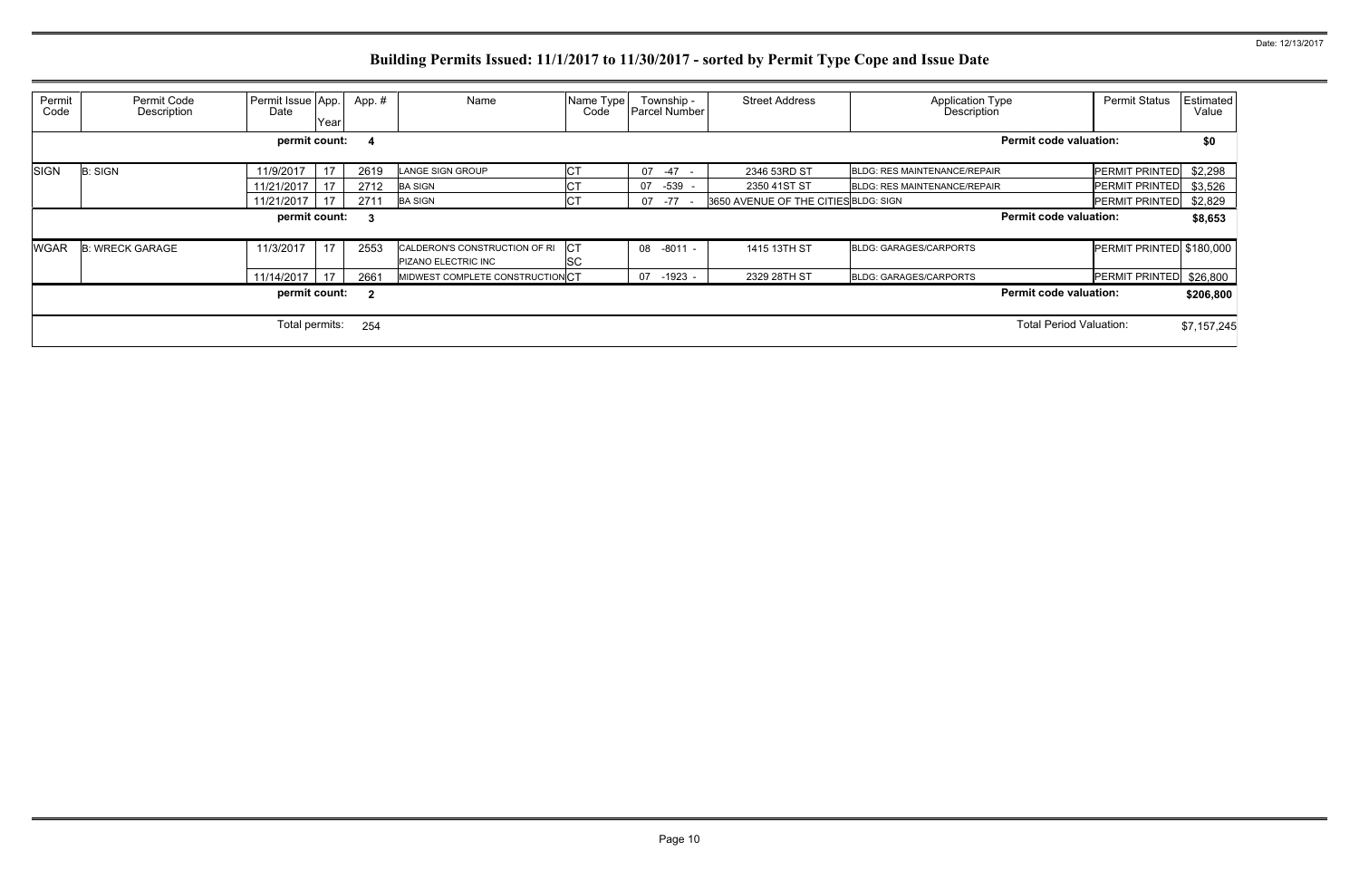# Building Permits Issued: 11/1/2017 to 11/30/2017 - sorted by Permit Type Cope and Issue Date

Date: 12/13/2017

| Permit Code | Permit Code Description | Permit Issue Date | App. Year | App. # | Name | Name Type Code | Township - Parcel Number | Street Address | Application Type Description | Permit Status | Estimated Value |
|---|---|---|---|---|---|---|---|---|---|---|---|
| | | permit count: | | 4 | | | | | Permit code valuation: | | $0 |
| SIGN | B: SIGN | 11/9/2017 | 17 | 2619 | LANGE SIGN GROUP | CT | 07 -47 - | 2346 53RD ST | BLDG: RES MAINTENANCE/REPAIR | PERMIT PRINTED | $2,298 |
| | | 11/21/2017 | 17 | 2712 | BA SIGN | CT | 07 -539 - | 2350 41ST ST | BLDG: RES MAINTENANCE/REPAIR | PERMIT PRINTED | $3,526 |
| | | 11/21/2017 | 17 | 2711 | BA SIGN | CT | 07 -77 - | 3650 AVENUE OF THE CITIES | BLDG: SIGN | PERMIT PRINTED | $2,829 |
| | | permit count: | | 3 | | | | | Permit code valuation: | | $8,653 |
| WGAR | B: WRECK GARAGE | 11/3/2017 | 17 | 2553 | CALDERON'S CONSTRUCTION OF RI<br>PIZANO ELECTRIC INC | CT<br>SC | 08 -8011 - | 1415 13TH ST | BLDG: GARAGES/CARPORTS | PERMIT PRINTED | $180,000 |
| | | 11/14/2017 | 17 | 2661 | MIDWEST COMPLETE CONSTRUCTION | CT | 07 -1923 - | 2329 28TH ST | BLDG: GARAGES/CARPORTS | PERMIT PRINTED | $26,800 |
| | | permit count: | | 2 | | | | | Permit code valuation: | | $206,800 |
| | | Total permits: | | 254 | | | | | Total Period Valuation: | | $7,157,245 |